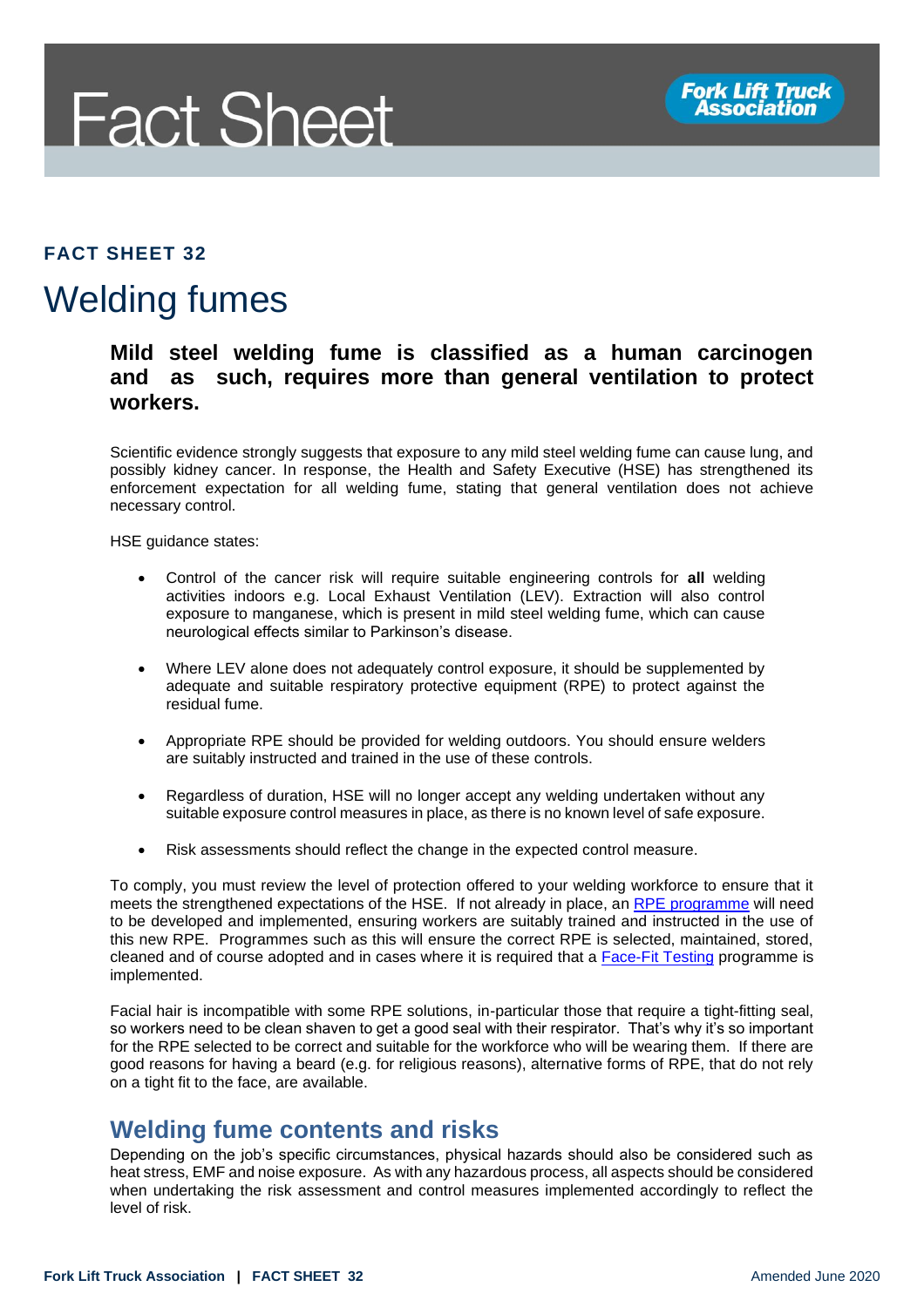# Fact Sheet

**Fork Lift Truck Association**

**FACT SHEET 32**

# Welding fumes

**Mild steel welding fume is classified as a human carcinogen and as such, requires more than general ventilation to protect workers.**

Scientific evidence strongly suggests that exposure to any mild steel welding fume can cause lung, and possibly kidney cancer. In response, the Health and Safety Executive (HSE) has strengthened its enforcement expectation for all welding fume, stating that general ventilation does not achieve necessary control.

HSE guidance states:

- Control of the cancer risk will require suitable engineering controls for **all** welding activities indoors e.g. Local Exhaust Ventilation (LEV). Extraction will also control exposure to manganese, which is present in mild steel welding fume, which can cause neurological effects similar to Parkinson's disease.
- Where LEV alone does not adequately control exposure, it should be supplemented by adequate and suitable respiratory protective equipment (RPE) to protect against the residual fume.
- Appropriate RPE should be provided for welding outdoors. You should ensure welders are suitably instructed and trained in the use of these controls.
- Regardless of duration, HSE will no longer accept any welding undertaken without any suitable exposure control measures in place, as there is no known level of safe exposure.
- Risk assessments should reflect the change in the expected control measure.

To comply, you must review the level of protection offered to your welding workforce to ensure that it meets the strengthened expectations of the HSE. If not already in place, an RPE programme will need to be developed and implemented, ensuring workers are suitably trained and instructed in the use of this new RPE. Programmes such as this will ensure the correct RPE is selected, maintained, stored, cleaned and of course adopted and in cases where it is required that a Face-Fit Testing programme is implemented.

Facial hair is incompatible with some RPE solutions, in-particular those that require a tight-fitting seal, so workers need to be clean shaven to get a good seal with their respirator. That's why it's so important for the RPE selected to be correct and suitable for the workforce who will be wearing them. If there are good reasons for having a beard (e.g. for religious reasons), alternative forms of RPE, that do not rely on a tight fit to the face, are available.

## Welding fume contents and risks

Depending on the job's specific circumstances, physical hazards should also be considered such as heat stress, EMF and noise exposure. As with any hazardous process, all aspects should be considered when undertaking the risk assessment and control measures implemented accordingly to reflect the level of risk.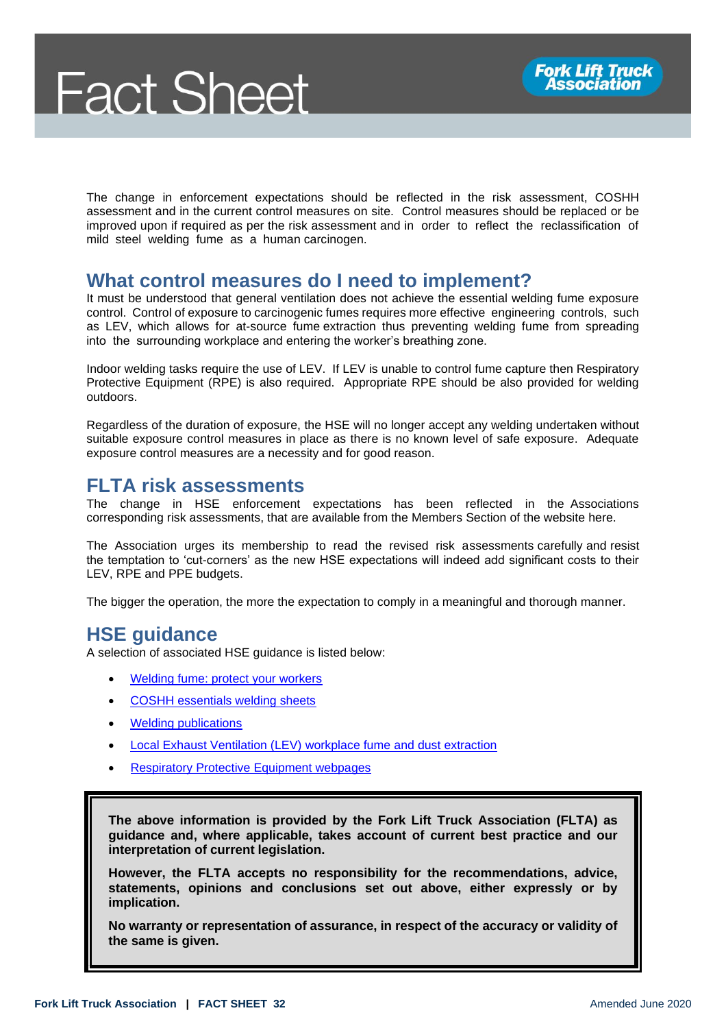The change in enforcement expectations should be reflected in the risk assessment, COSHH assessment and in the current control measures on site. Control measures should be replaced or be improved upon if required as per the risk assessment and in order to reflect the reclassification of mild steel welding fume as a human carcinogen.

## What control measures do I need to implement?

It must be understood that general ventilation does not achieve the essential welding fume exposure control. Control of exposure to carcinogenic fumes requires more effective engineering controls, such as LEV, which allows for at-source fume extraction thus preventing welding fume from spreading into the surrounding workplace and entering the worker's breathing zone.

Indoor welding tasks require the use of LEV. If LEV is unable to control fume capture then Respiratory Protective Equipment (RPE) is also required. Appropriate RPE should be also provided for welding outdoors.

Regardless of the duration of exposure, the HSE will no longer accept any welding undertaken without suitable exposure control measures in place as there is no known level of safe exposure. Adequate exposure control measures are a necessity and for good reason.

## FLTA risk assessments

The change in HSE enforcement expectations has been reflected in the Associations corresponding risk assessments, that are available from the Members Section of the website here.

The Association urges its membership to read the revised risk assessments carefully and resist the temptation to 'cut-corners' as the new HSE expectations will indeed add significant costs to their LEV, RPE and PPE budgets.

The bigger the operation, the more the expectation to comply in a meaningful and thorough manner.

## HSE guidance

A selection of associated HSE guidance is listed below:

- Welding fume: protect your workers
- COSHH essentials welding sheets
- Welding publications
- Local Exhaust Ventilation (LEV) workplace fume and dust extraction
- Respiratory Protective Equipment webpages

**The above information is provided by the Fork Lift Truck Association (FLTA) as guidance and, where applicable, takes account of current best practice and our interpretation of current legislation.**

**However, the FLTA accepts no responsibility for the recommendations, advice, statements, opinions and conclusions set out above, either expressly or by implication.**

**No warranty or representation of assurance, in respect of the accuracy or validity of the same is given.**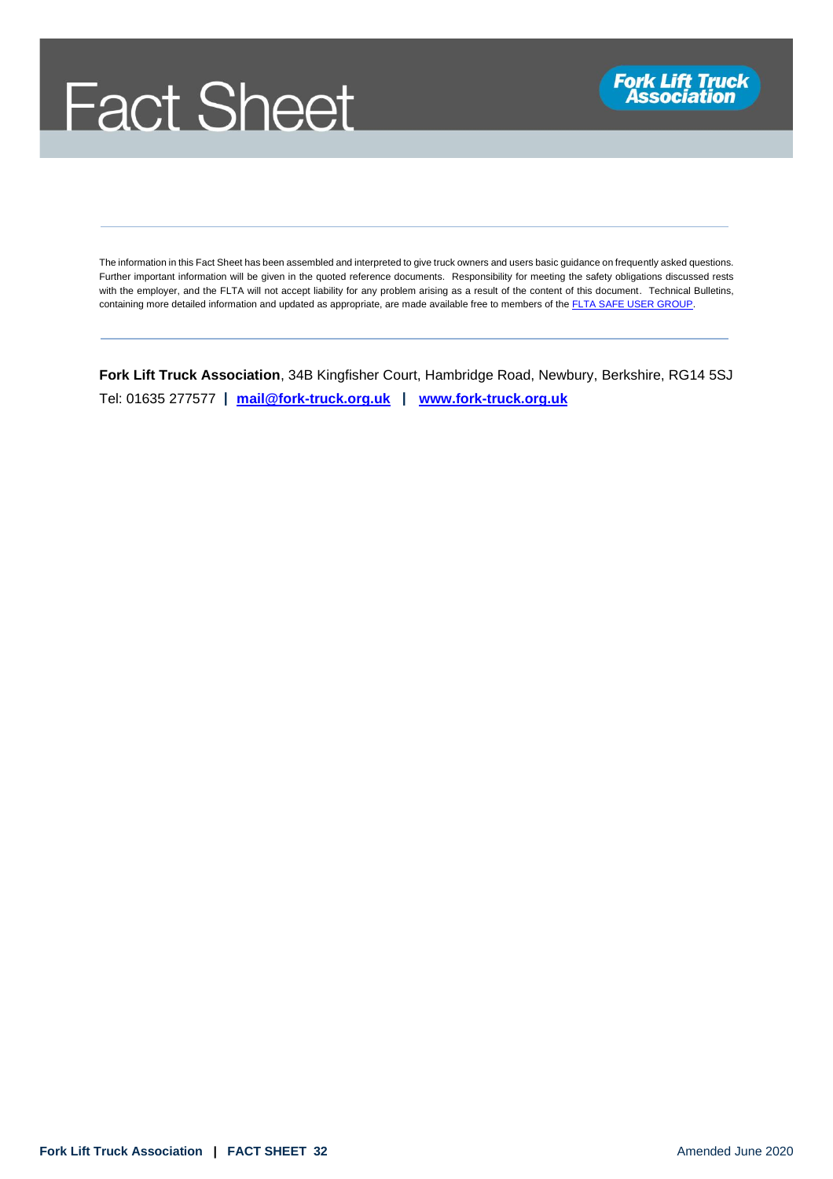# Fact Sheet

The information in this Fact Sheet has been assembled and interpreted to give truck owners and users basic guidance on frequently asked questions. Further important information will be given in the quoted reference documents. Responsibility for meeting the safety obligations discussed rests with the employer, and the FLTA will not accept liability for any problem arising as a result of the content of this document. Technical Bulletins, containing more detailed information and updated as appropriate, are made available free to members of the FLTA SAFE USER GROUP.

**Fork Lift Truck Association**, 34B Kingfisher Court, Hambridge Road, Newbury, Berkshire, RG14 5SJ
Tel: 01635 277577 **|** **mail@fork-truck.org.uk** **|** **www.fork-truck.org.uk**